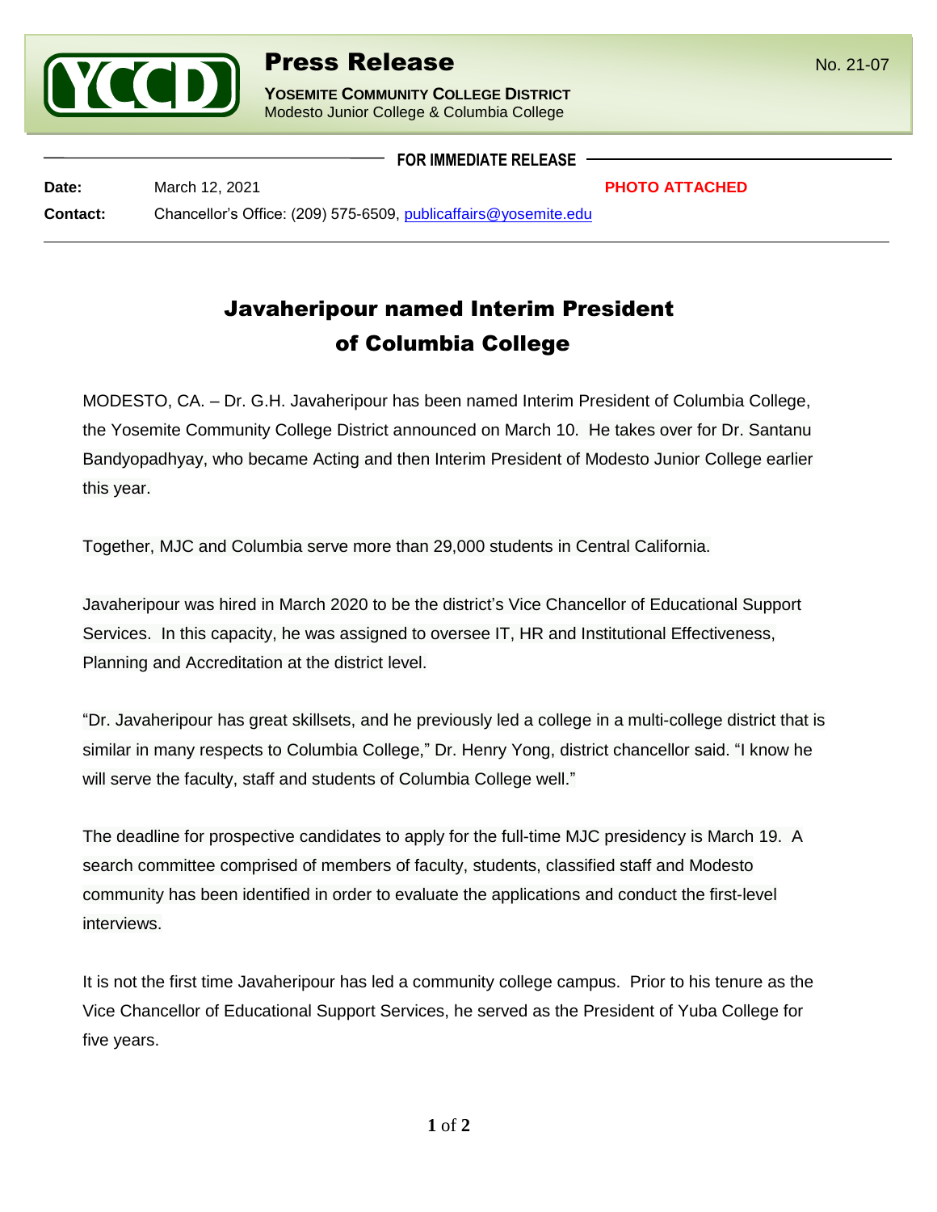# Press Release

No. 21-07

**YOSEMITE COMMUNITY COLLEGE DISTRICT**
Modesto Junior College & Columbia College

**FOR IMMEDIATE RELEASE**

**Date:** March 12, 2021 **PHOTO ATTACHED**

**Contact:** Chancellor's Office: (209) 575-6509, publicaffairs@yosemite.edu

## Javaheripour named Interim President of Columbia College

MODESTO, CA. – Dr. G.H. Javaheripour has been named Interim President of Columbia College, the Yosemite Community College District announced on March 10. He takes over for Dr. Santanu Bandyopadhyay, who became Acting and then Interim President of Modesto Junior College earlier this year.

Together, MJC and Columbia serve more than 29,000 students in Central California.

Javaheripour was hired in March 2020 to be the district's Vice Chancellor of Educational Support Services. In this capacity, he was assigned to oversee IT, HR and Institutional Effectiveness, Planning and Accreditation at the district level.

"Dr. Javaheripour has great skillsets, and he previously led a college in a multi-college district that is similar in many respects to Columbia College," Dr. Henry Yong, district chancellor said. "I know he will serve the faculty, staff and students of Columbia College well."

The deadline for prospective candidates to apply for the full-time MJC presidency is March 19. A search committee comprised of members of faculty, students, classified staff and Modesto community has been identified in order to evaluate the applications and conduct the first-level interviews.

It is not the first time Javaheripour has led a community college campus. Prior to his tenure as the Vice Chancellor of Educational Support Services, he served as the President of Yuba College for five years.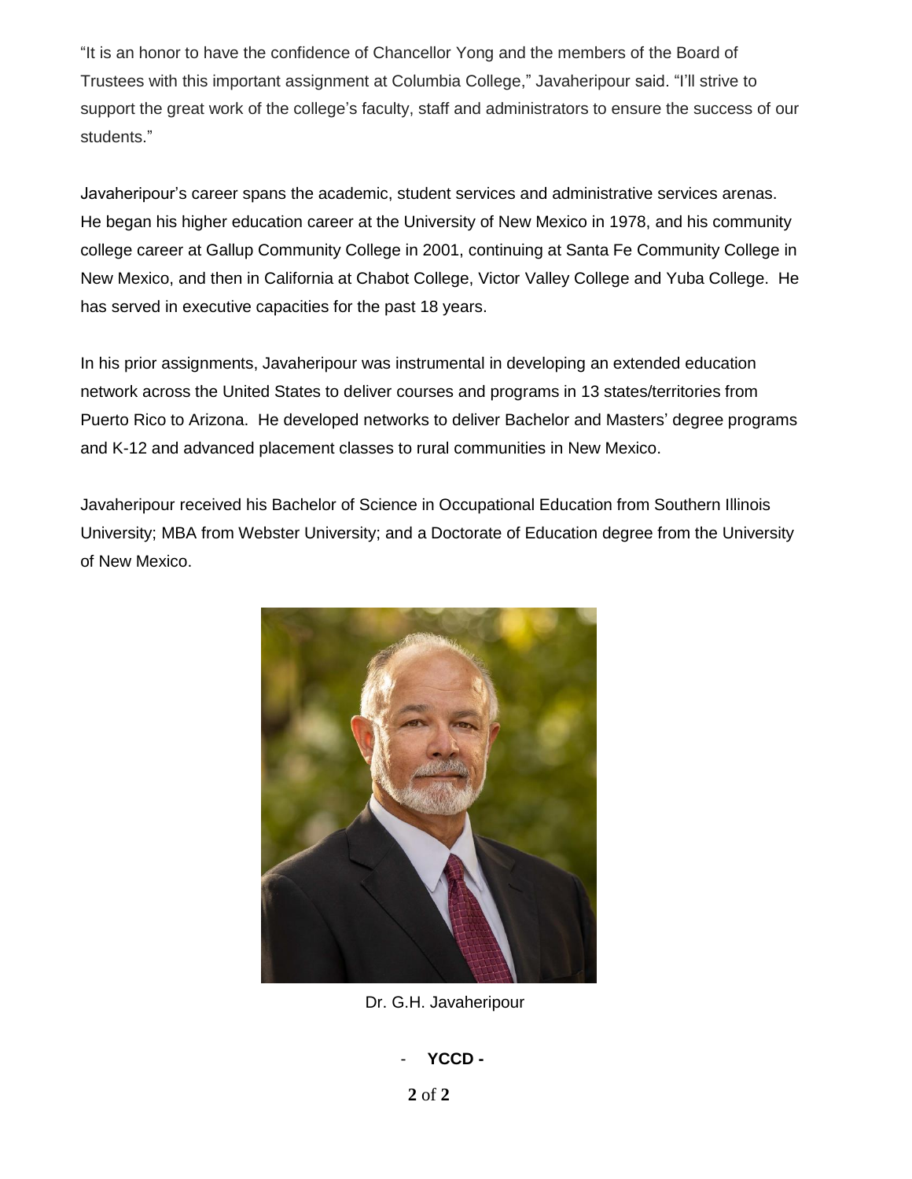"It is an honor to have the confidence of Chancellor Yong and the members of the Board of Trustees with this important assignment at Columbia College," Javaheripour said. "I'll strive to support the great work of the college's faculty, staff and administrators to ensure the success of our students."

Javaheripour's career spans the academic, student services and administrative services arenas. He began his higher education career at the University of New Mexico in 1978, and his community college career at Gallup Community College in 2001, continuing at Santa Fe Community College in New Mexico, and then in California at Chabot College, Victor Valley College and Yuba College. He has served in executive capacities for the past 18 years.

In his prior assignments, Javaheripour was instrumental in developing an extended education network across the United States to deliver courses and programs in 13 states/territories from Puerto Rico to Arizona. He developed networks to deliver Bachelor and Masters' degree programs and K-12 and advanced placement classes to rural communities in New Mexico.

Javaheripour received his Bachelor of Science in Occupational Education from Southern Illinois University; MBA from Webster University; and a Doctorate of Education degree from the University of New Mexico.

Dr. G.H. Javaheripour

**- YCCD -**